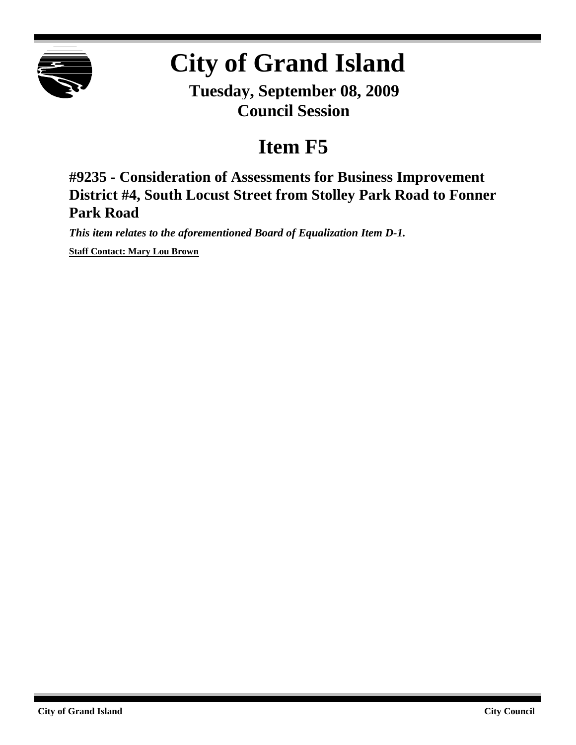# City of Grand Island

**Tuesday, September 08, 2009**
**Council Session**

## Item F5

### #9235 - Consideration of Assessments for Business Improvement District #4, South Locust Street from Stolley Park Road to Fonner Park Road

***This item relates to the aforementioned Board of Equalization Item D-1.***

**Staff Contact: Mary Lou Brown**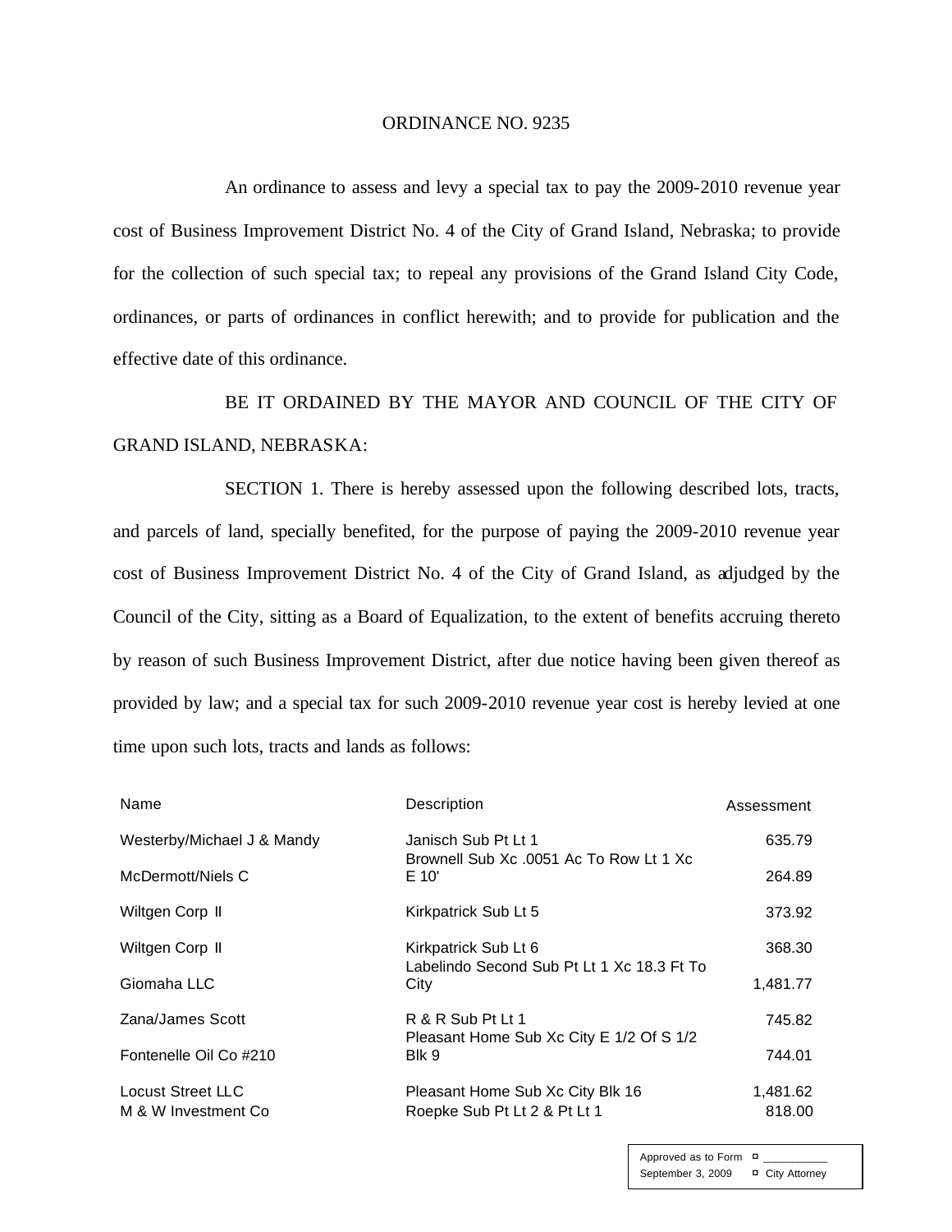ORDINANCE NO. 9235

An ordinance to assess and levy a special tax to pay the 2009-2010 revenue year cost of Business Improvement District No. 4 of the City of Grand Island, Nebraska; to provide for the collection of such special tax; to repeal any provisions of the Grand Island City Code, ordinances, or parts of ordinances in conflict herewith; and to provide for publication and the effective date of this ordinance.

BE IT ORDAINED BY THE MAYOR AND COUNCIL OF THE CITY OF GRAND ISLAND, NEBRASKA:

SECTION 1. There is hereby assessed upon the following described lots, tracts, and parcels of land, specially benefited, for the purpose of paying the 2009-2010 revenue year cost of Business Improvement District No. 4 of the City of Grand Island, as adjudged by the Council of the City, sitting as a Board of Equalization, to the extent of benefits accruing thereto by reason of such Business Improvement District, after due notice having been given thereof as provided by law; and a special tax for such 2009-2010 revenue year cost is hereby levied at one time upon such lots, tracts and lands as follows:

| Name | Description | Assessment |
|---|---|---|
| Westerby/Michael J & Mandy | Janisch Sub Pt Lt 1 | 635.79 |
| McDermott/Niels C | Brownell Sub Xc .0051 Ac To Row Lt 1 Xc E 10' | 264.89 |
| Wiltgen Corp II | Kirkpatrick Sub Lt 5 | 373.92 |
| Wiltgen Corp II | Kirkpatrick Sub Lt 6 | 368.30 |
| Giomaha LLC | Labelindo Second Sub Pt Lt 1 Xc 18.3 Ft To City | 1,481.77 |
| Zana/James Scott | R & R Sub Pt Lt 1 | 745.82 |
| Fontenelle Oil Co #210 | Pleasant Home Sub Xc City E 1/2 Of S 1/2 Blk 9 | 744.01 |
| Locust Street LLC | Pleasant Home Sub Xc City Blk 16 | 1,481.62 |
| M & W Investment Co | Roepke Sub Pt Lt 2 & Pt Lt 1 | 818.00 |

Approved as to Form ¤ ___________
September 3, 2009 ¤ City Attorney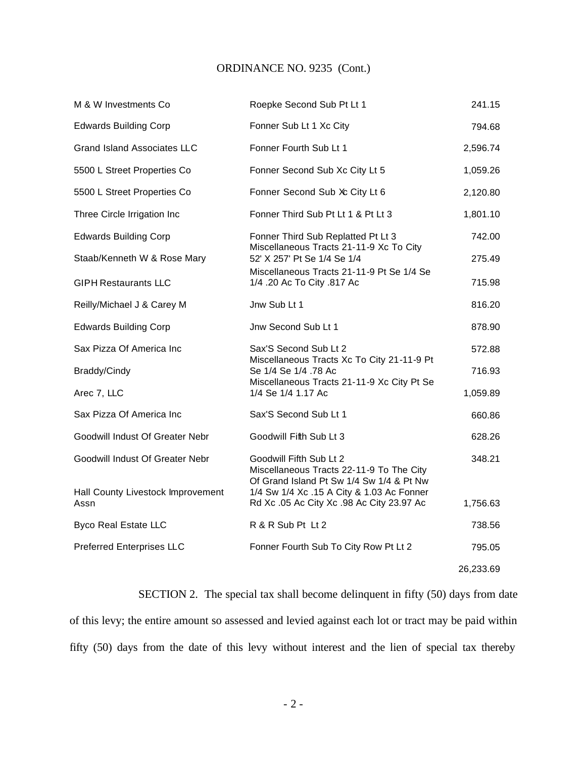ORDINANCE NO. 9235 (Cont.)

| | | |
|---|---|---|
| M & W Investments Co | Roepke Second Sub Pt Lt 1 | 241.15 |
| Edwards Building Corp | Fonner Sub Lt 1 Xc City | 794.68 |
| Grand Island Associates LLC | Fonner Fourth Sub Lt 1 | 2,596.74 |
| 5500 L Street Properties Co | Fonner Second Sub Xc City Lt 5 | 1,059.26 |
| 5500 L Street Properties Co | Fonner Second Sub Xc City Lt 6 | 2,120.80 |
| Three Circle Irrigation Inc | Fonner Third Sub Pt Lt 1 & Pt Lt 3 | 1,801.10 |
| Edwards Building Corp | Fonner Third Sub Replatted Pt Lt 3 | 742.00 |
| Staab/Kenneth W & Rose Mary | Miscellaneous Tracts 21-11-9 Xc To City 52' X 257' Pt Se 1/4 Se 1/4 | 275.49 |
| GIPH Restaurants LLC | Miscellaneous Tracts 21-11-9 Pt Se 1/4 Se 1/4 .20 Ac To City .817 Ac | 715.98 |
| Reilly/Michael J & Carey M | Jnw Sub Lt 1 | 816.20 |
| Edwards Building Corp | Jnw Second Sub Lt 1 | 878.90 |
| Sax Pizza Of America Inc | Sax'S Second Sub Lt 2 | 572.88 |
| Braddy/Cindy | Miscellaneous Tracts Xc To City 21-11-9 Pt Se 1/4 Se 1/4 .78 Ac | 716.93 |
| Arec 7, LLC | Miscellaneous Tracts 21-11-9 Xc City Pt Se 1/4 Se 1/4 1.17 Ac | 1,059.89 |
| Sax Pizza Of America Inc | Sax'S Second Sub Lt 1 | 660.86 |
| Goodwill Indust Of Greater Nebr | Goodwill Fifth Sub Lt 3 | 628.26 |
| Goodwill Indust Of Greater Nebr | Goodwill Fifth Sub Lt 2 | 348.21 |
| Hall County Livestock Improvement Assn | Miscellaneous Tracts 22-11-9 To The City Of Grand Island Pt Sw 1/4 Sw 1/4 & Pt Nw 1/4 Sw 1/4 Xc .15 A City & 1.03 Ac Fonner Rd Xc .05 Ac City Xc .98 Ac City 23.97 Ac | 1,756.63 |
| Byco Real Estate LLC | R & R Sub Pt Lt 2 | 738.56 |
| Preferred Enterprises LLC | Fonner Fourth Sub To City Row Pt Lt 2 | 795.05 |
| | | 26,233.69 |

SECTION 2. The special tax shall become delinquent in fifty (50) days from date of this levy; the entire amount so assessed and levied against each lot or tract may be paid within fifty (50) days from the date of this levy without interest and the lien of special tax thereby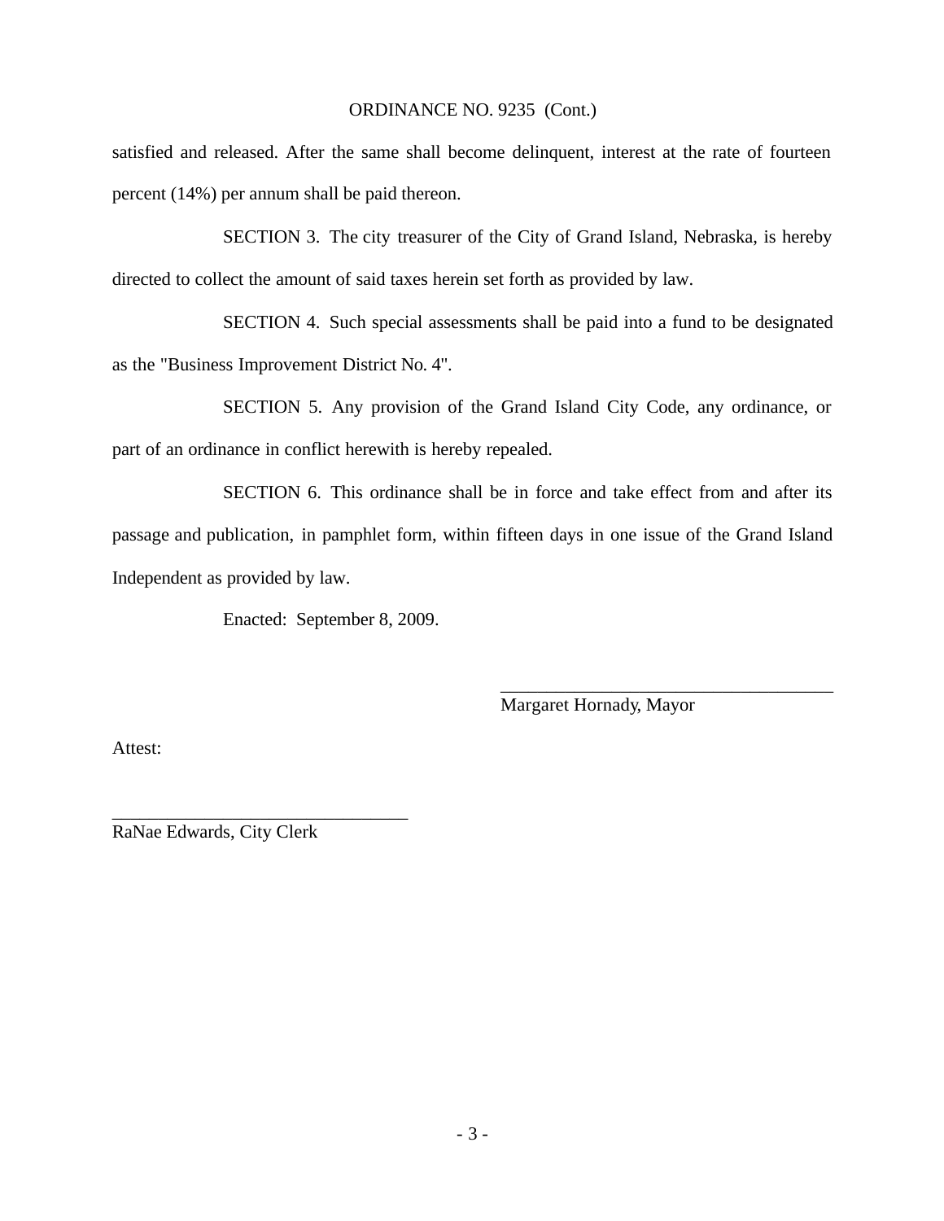satisfied and released. After the same shall become delinquent, interest at the rate of fourteen percent (14%) per annum shall be paid thereon.

SECTION 3. The city treasurer of the City of Grand Island, Nebraska, is hereby directed to collect the amount of said taxes herein set forth as provided by law.

SECTION 4. Such special assessments shall be paid into a fund to be designated as the "Business Improvement District No. 4".

SECTION 5. Any provision of the Grand Island City Code, any ordinance, or part of an ordinance in conflict herewith is hereby repealed.

SECTION 6. This ordinance shall be in force and take effect from and after its passage and publication, in pamphlet form, within fifteen days in one issue of the Grand Island Independent as provided by law.

Enacted: September 8, 2009.

_____________________________________
Margaret Hornady, Mayor

Attest:

_________________________________
RaNae Edwards, City Clerk